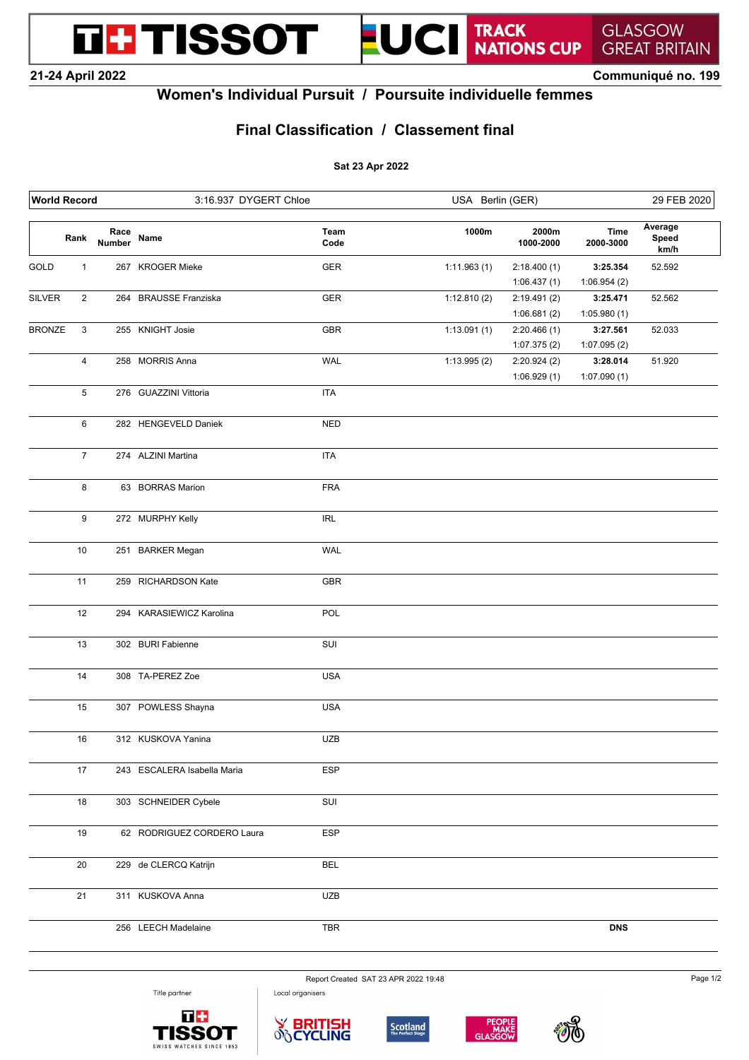TISSOT | UCI TRACK NATIONS CUP | GLASGOW GREAT BRITAIN

21-24 April 2022 — Communiqué no. 199

# Women's Individual Pursuit / Poursuite individuelle femmes

## Final Classification / Classement final

**Sat 23 Apr 2022**

| World Record | 3:16.937 DYGERT Chloe | USA Berlin (GER) | 29 FEB 2020 |
|---|---|---|---|

| | Rank | Race Number | Name | Team Code | 1000m | 2000m 1000-2000 | Time 2000-3000 | Average Speed km/h |
|---|---|---|---|---|---|---|---|---|
| GOLD | 1 | 267 | KROGER Mieke | GER | 1:11.963 (1) | 2:18.400 (1) | **3:25.354** | 52.592 |
| | | | | | | 1:06.437 (1) | 1:06.954 (2) | |
| SILVER | 2 | 264 | BRAUSSE Franziska | GER | 1:12.810 (2) | 2:19.491 (2) | **3:25.471** | 52.562 |
| | | | | | | 1:06.681 (2) | 1:05.980 (1) | |
| BRONZE | 3 | 255 | KNIGHT Josie | GBR | 1:13.091 (1) | 2:20.466 (1) | **3:27.561** | 52.033 |
| | | | | | | 1:07.375 (2) | 1:07.095 (2) | |
| | 4 | 258 | MORRIS Anna | WAL | 1:13.995 (2) | 2:20.924 (2) | **3:28.014** | 51.920 |
| | | | | | | 1:06.929 (1) | 1:07.090 (1) | |
| | 5 | 276 | GUAZZINI Vittoria | ITA | | | | |
| | 6 | 282 | HENGEVELD Daniek | NED | | | | |
| | 7 | 274 | ALZINI Martina | ITA | | | | |
| | 8 | 63 | BORRAS Marion | FRA | | | | |
| | 9 | 272 | MURPHY Kelly | IRL | | | | |
| | 10 | 251 | BARKER Megan | WAL | | | | |
| | 11 | 259 | RICHARDSON Kate | GBR | | | | |
| | 12 | 294 | KARASIEWICZ Karolina | POL | | | | |
| | 13 | 302 | BURI Fabienne | SUI | | | | |
| | 14 | 308 | TA-PEREZ Zoe | USA | | | | |
| | 15 | 307 | POWLESS Shayna | USA | | | | |
| | 16 | 312 | KUSKOVA Yanina | UZB | | | | |
| | 17 | 243 | ESCALERA Isabella Maria | ESP | | | | |
| | 18 | 303 | SCHNEIDER Cybele | SUI | | | | |
| | 19 | 62 | RODRIGUEZ CORDERO Laura | ESP | | | | |
| | 20 | 229 | de CLERCQ Katrijn | BEL | | | | |
| | 21 | 311 | KUSKOVA Anna | UZB | | | | |
| | | 256 | LEECH Madelaine | TBR | | | **DNS** | |

Report Created SAT 23 APR 2022 19:48

Title partner: TISSOT — Local organisers: BRITISH CYCLING, Scotland, PEOPLE MAKE GLASGOW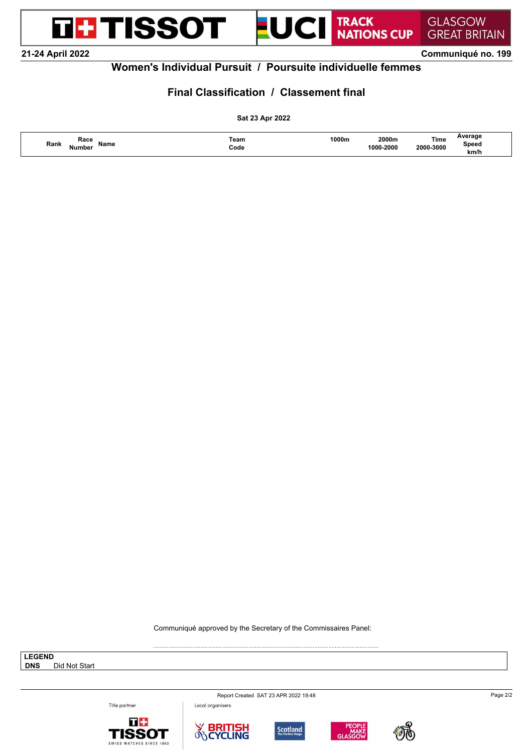21-24 April 2022

Communiqué no. 199

## Women's Individual Pursuit / Poursuite individuelle femmes

### Final Classification / Classement final

**Sat 23 Apr 2022**

| Rank | Race Number | Name | Team Code | 1000m | 2000m 1000-2000 | Time 2000-3000 | Average Speed km/h |
|---|---|---|---|---|---|---|---|

Communiqué approved by the Secretary of the Commissaires Panel:

..........................................................................................................................................

| LEGEND | |
|---|---|
| DNS | Did Not Start |

Report Created SAT 23 APR 2022 19:48

Title partner

Local organisers